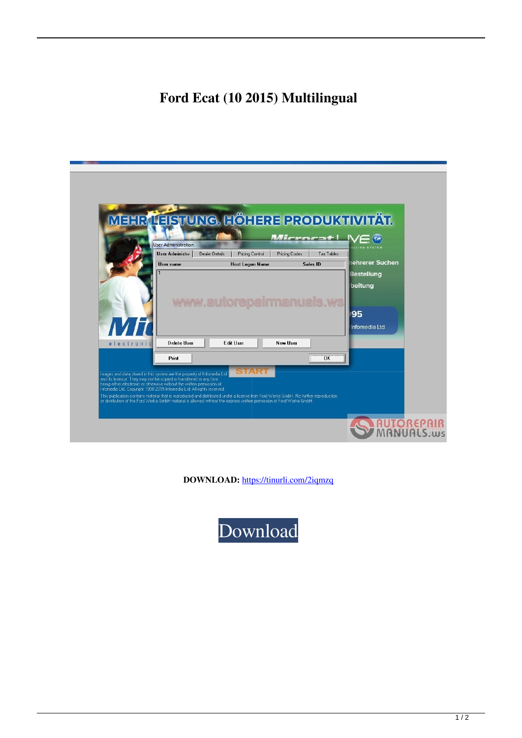# Ford Ecat (10 2015) Multilingual

**DOWNLOAD:** https://tinurli.com/2iqmzq

Download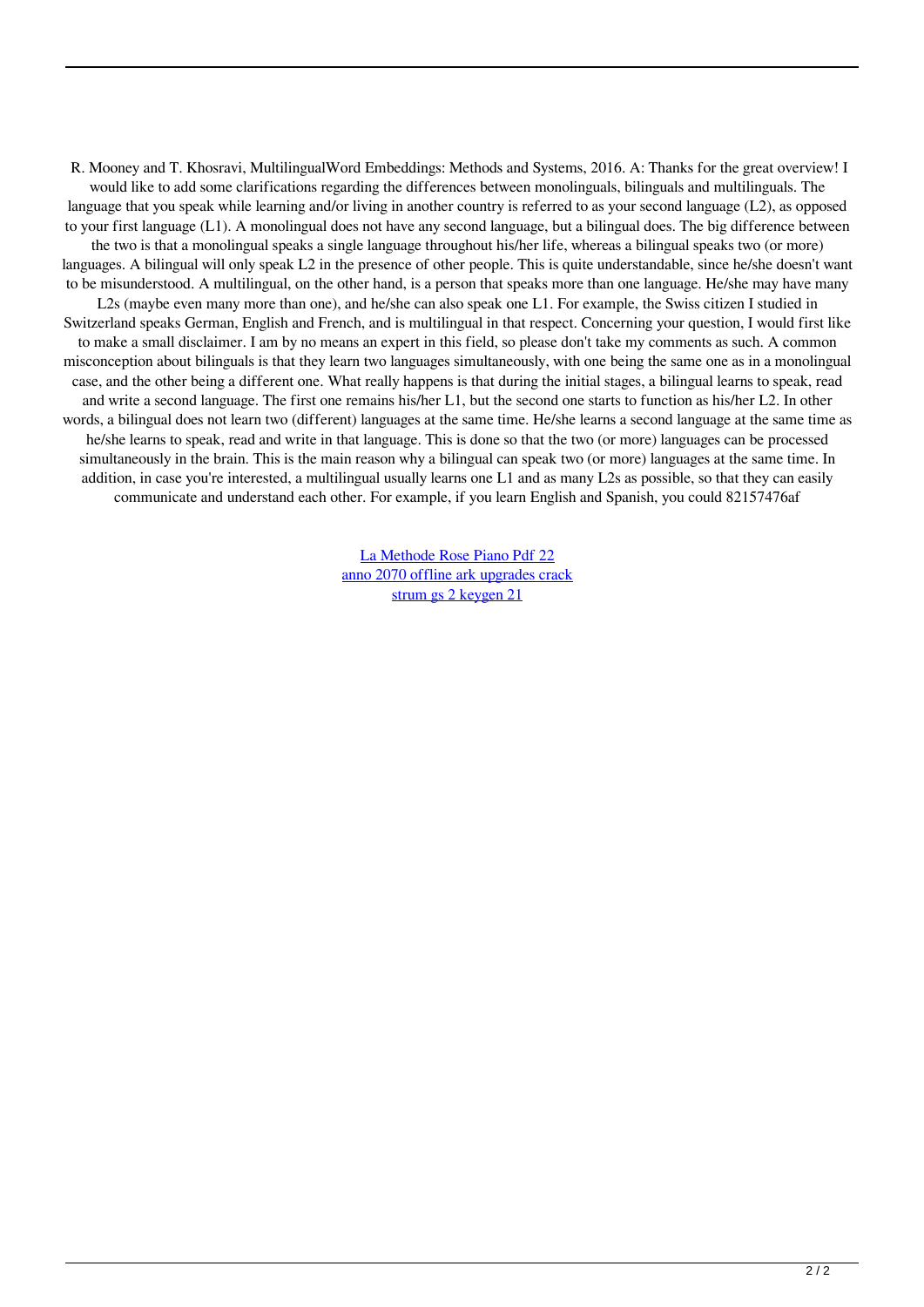R. Mooney and T. Khosravi, MultilingualWord Embeddings: Methods and Systems, 2016. A: Thanks for the great overview! I would like to add some clarifications regarding the differences between monolinguals, bilinguals and multilinguals. The language that you speak while learning and/or living in another country is referred to as your second language (L2), as opposed to your first language (L1). A monolingual does not have any second language, but a bilingual does. The big difference between the two is that a monolingual speaks a single language throughout his/her life, whereas a bilingual speaks two (or more) languages. A bilingual will only speak L2 in the presence of other people. This is quite understandable, since he/she doesn't want to be misunderstood. A multilingual, on the other hand, is a person that speaks more than one language. He/she may have many L2s (maybe even many more than one), and he/she can also speak one L1. For example, the Swiss citizen I studied in Switzerland speaks German, English and French, and is multilingual in that respect. Concerning your question, I would first like to make a small disclaimer. I am by no means an expert in this field, so please don't take my comments as such. A common misconception about bilinguals is that they learn two languages simultaneously, with one being the same one as in a monolingual case, and the other being a different one. What really happens is that during the initial stages, a bilingual learns to speak, read and write a second language. The first one remains his/her L1, but the second one starts to function as his/her L2. In other words, a bilingual does not learn two (different) languages at the same time. He/she learns a second language at the same time as he/she learns to speak, read and write in that language. This is done so that the two (or more) languages can be processed simultaneously in the brain. This is the main reason why a bilingual can speak two (or more) languages at the same time. In addition, in case you're interested, a multilingual usually learns one L1 and as many L2s as possible, so that they can easily communicate and understand each other. For example, if you learn English and Spanish, you could 82157476af

La Methode Rose Piano Pdf 22
anno 2070 offline ark upgrades crack
strum gs 2 keygen 21